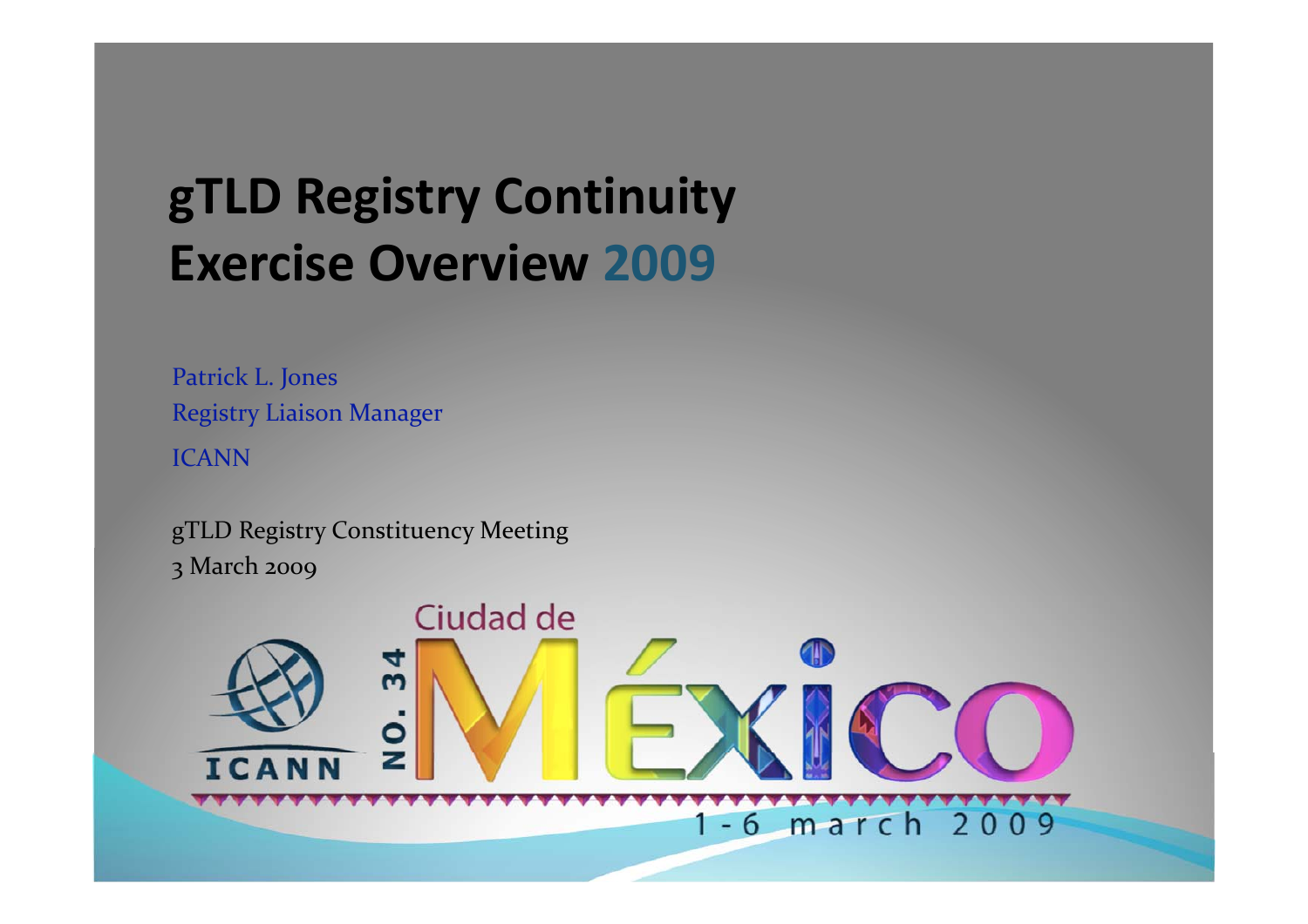# gTLD Registry Continuity Exercise Overview 2009

Patrick L. Jones
Registry Liaison Manager
ICANN

gTLD Registry Constituency Meeting
3 March 2009

Ciudad de México
NO. 34
ICANN
1 - 6 march 2009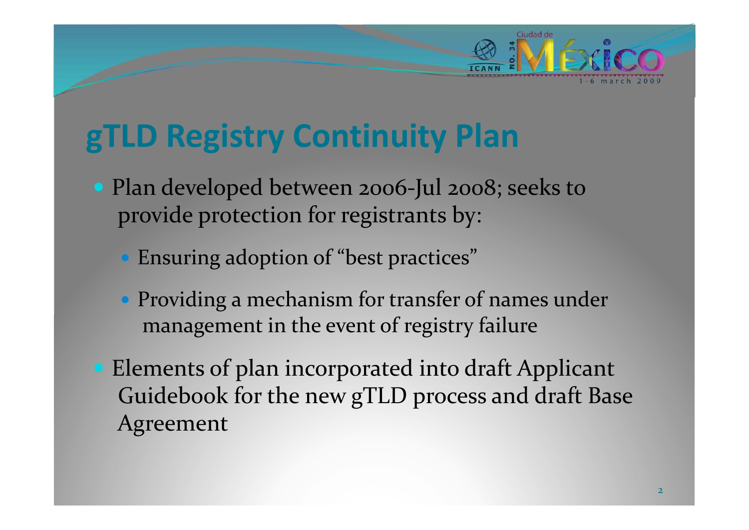# gTLD Registry Continuity Plan

- Plan developed between 2006-Jul 2008; seeks to provide protection for registrants by:
  - Ensuring adoption of "best practices"
  - Providing a mechanism for transfer of names under management in the event of registry failure
- Elements of plan incorporated into draft Applicant Guidebook for the new gTLD process and draft Base Agreement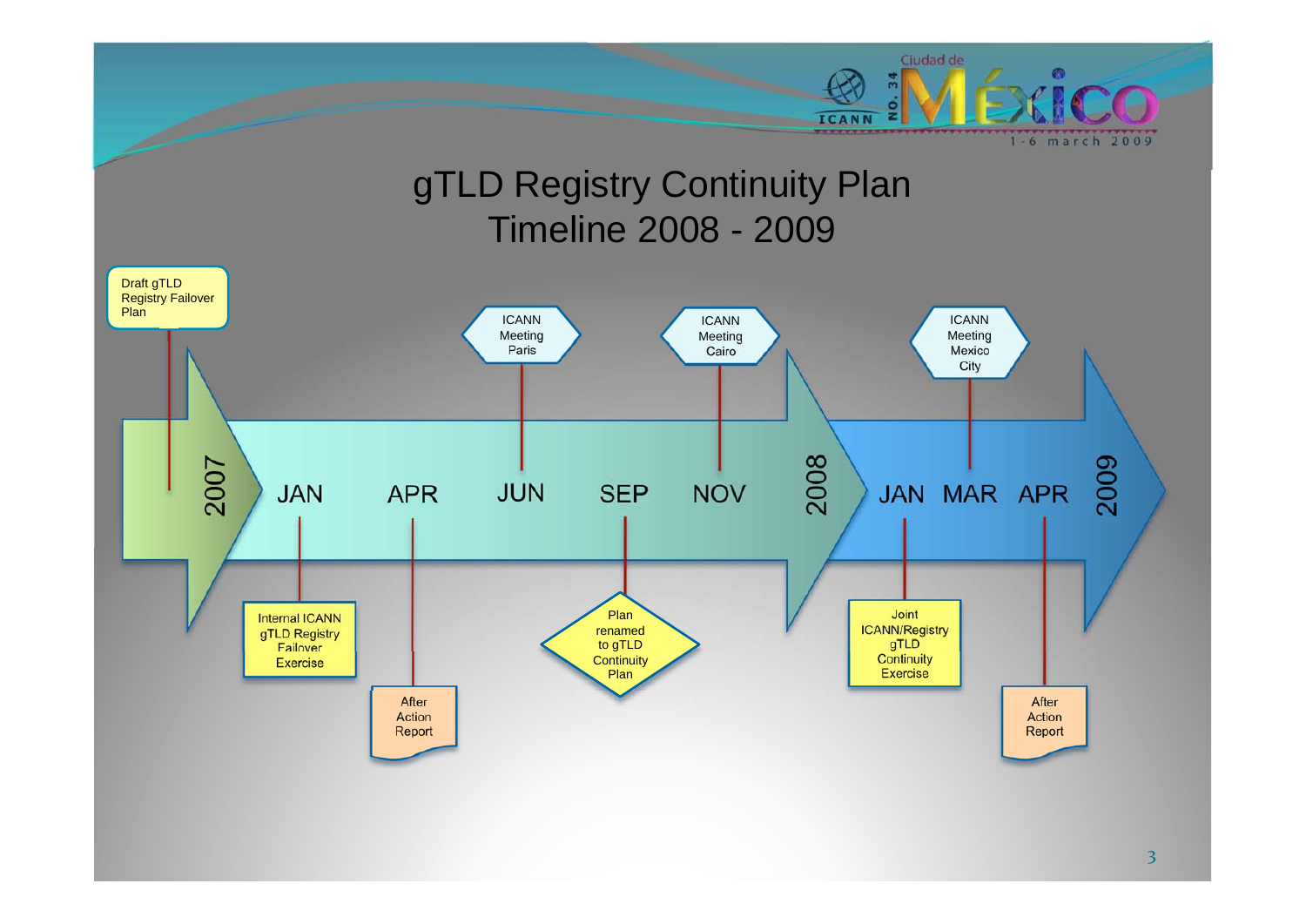# gTLD Registry Continuity Plan Timeline 2008 - 2009

- **2007**: Draft gTLD Registry Failover Plan
- **2008**
  - **JAN**: Internal ICANN gTLD Registry Failover Exercise
  - **APR**: After Action Report
  - **JUN**: ICANN Meeting Paris
  - **SEP**: Plan renamed to gTLD Continuity Plan
  - **NOV**: ICANN Meeting Cairo
- **2009**
  - **JAN**: Joint ICANN/Registry gTLD Continuity Exercise
  - **MAR**: ICANN Meeting Mexico City
  - **APR**: After Action Report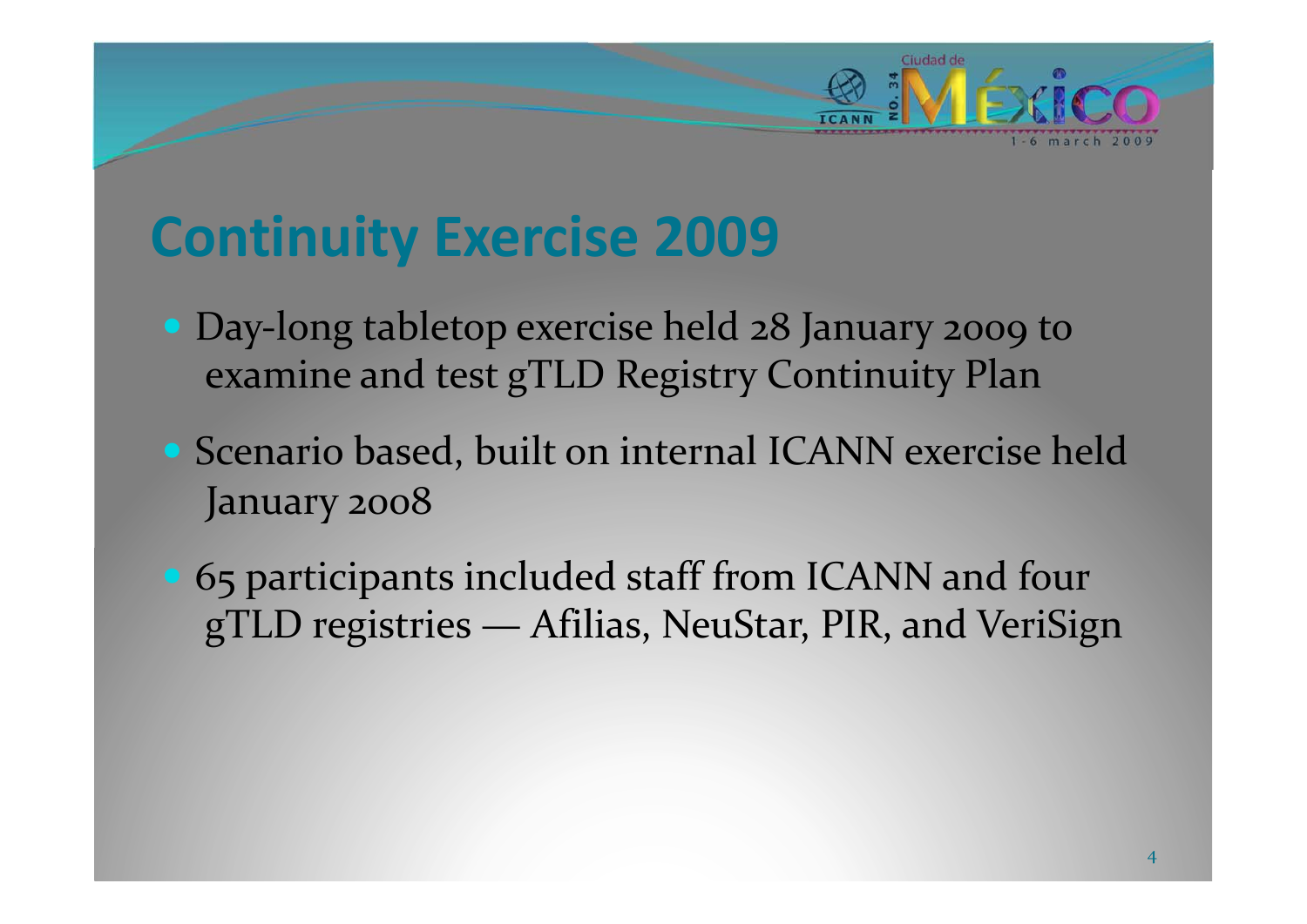# Continuity Exercise 2009

- Day-long tabletop exercise held 28 January 2009 to examine and test gTLD Registry Continuity Plan
- Scenario based, built on internal ICANN exercise held January 2008
- 65 participants included staff from ICANN and four gTLD registries — Afilias, NeuStar, PIR, and VeriSign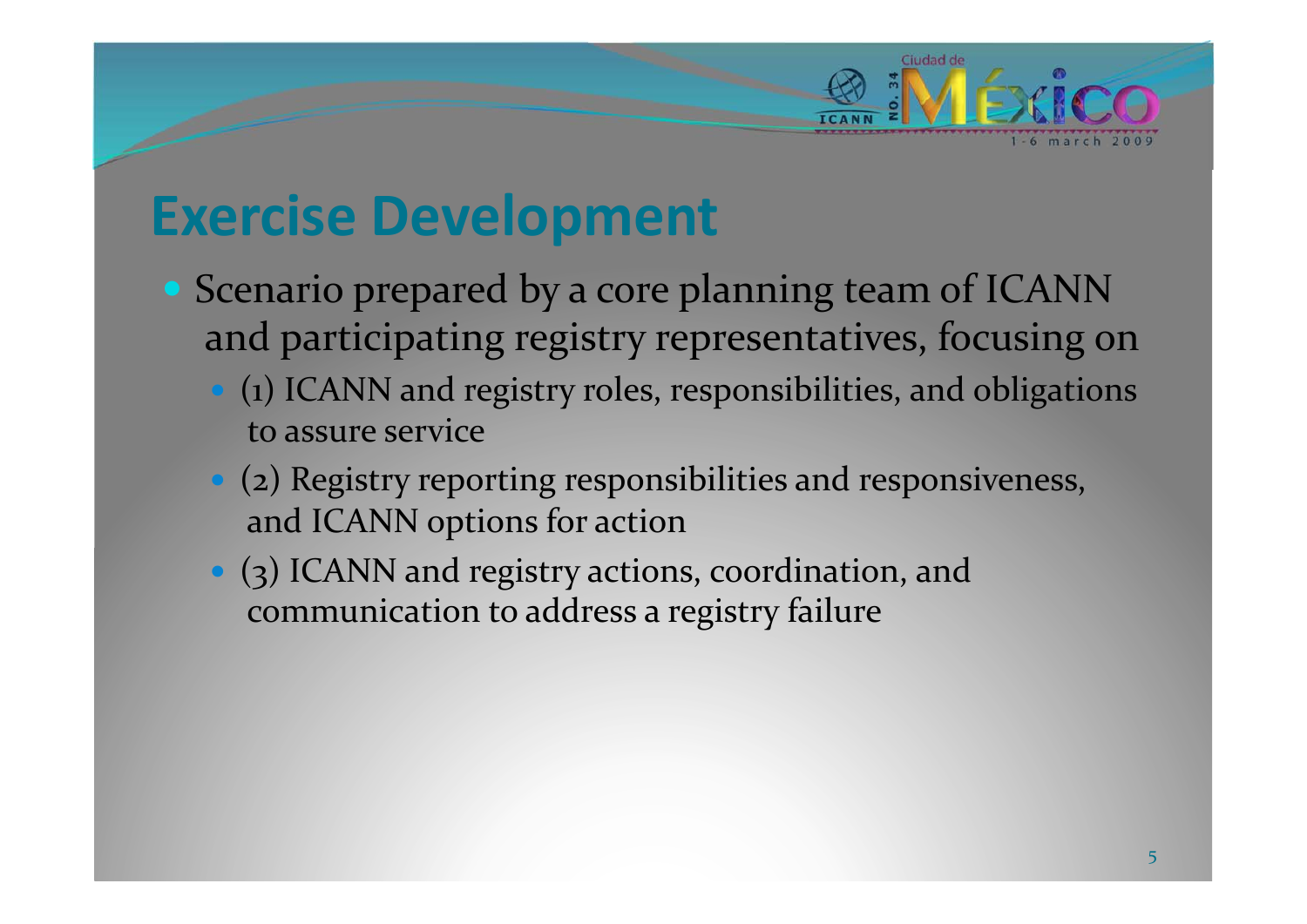# Exercise Development

- Scenario prepared by a core planning team of ICANN and participating registry representatives, focusing on
  - (1) ICANN and registry roles, responsibilities, and obligations to assure service
  - (2) Registry reporting responsibilities and responsiveness, and ICANN options for action
  - (3) ICANN and registry actions, coordination, and communication to address a registry failure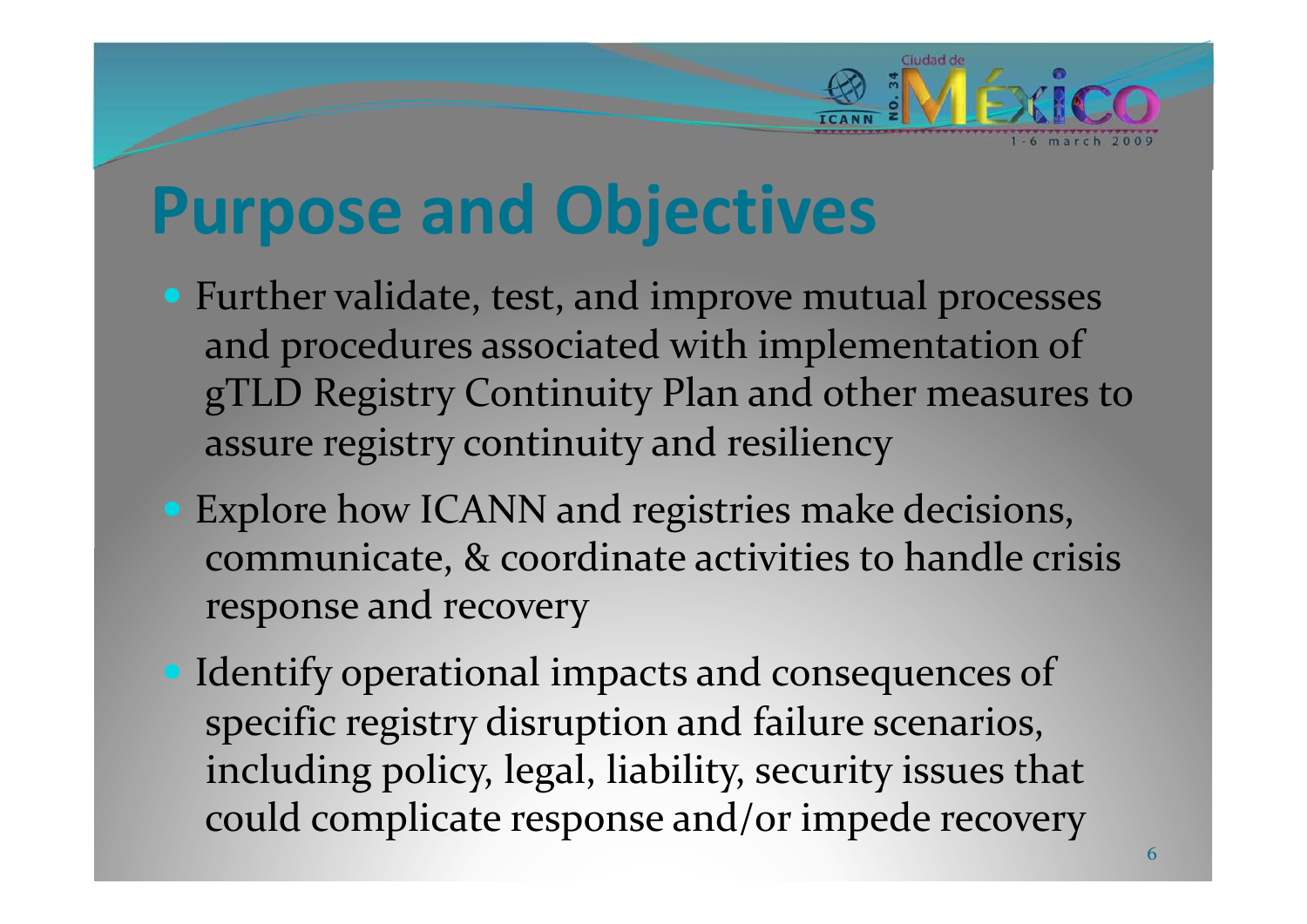# Purpose and Objectives

- Further validate, test, and improve mutual processes and procedures associated with implementation of gTLD Registry Continuity Plan and other measures to assure registry continuity and resiliency
- Explore how ICANN and registries make decisions, communicate, & coordinate activities to handle crisis response and recovery
- Identify operational impacts and consequences of specific registry disruption and failure scenarios, including policy, legal, liability, security issues that could complicate response and/or impede recovery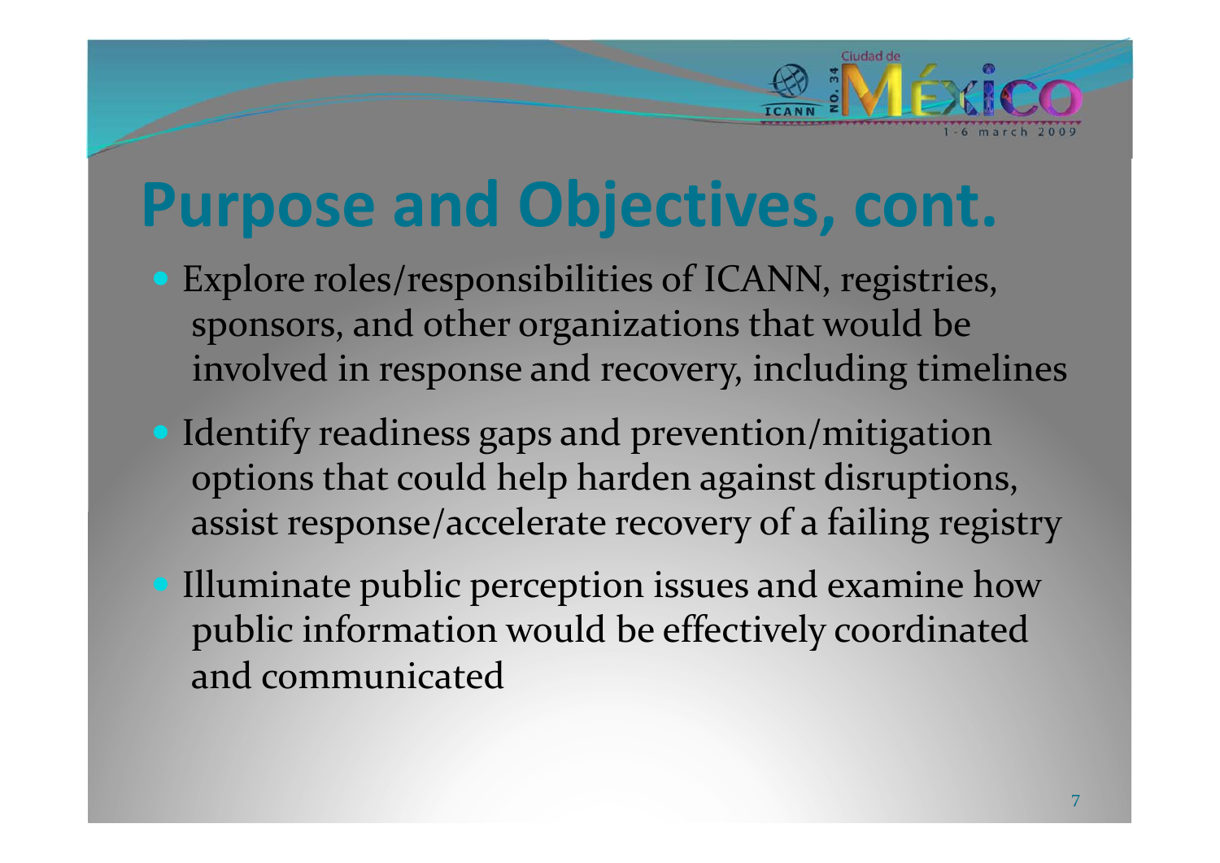# Purpose and Objectives, cont.

- Explore roles/responsibilities of ICANN, registries, sponsors, and other organizations that would be involved in response and recovery, including timelines
- Identify readiness gaps and prevention/mitigation options that could help harden against disruptions, assist response/accelerate recovery of a failing registry
- Illuminate public perception issues and examine how public information would be effectively coordinated and communicated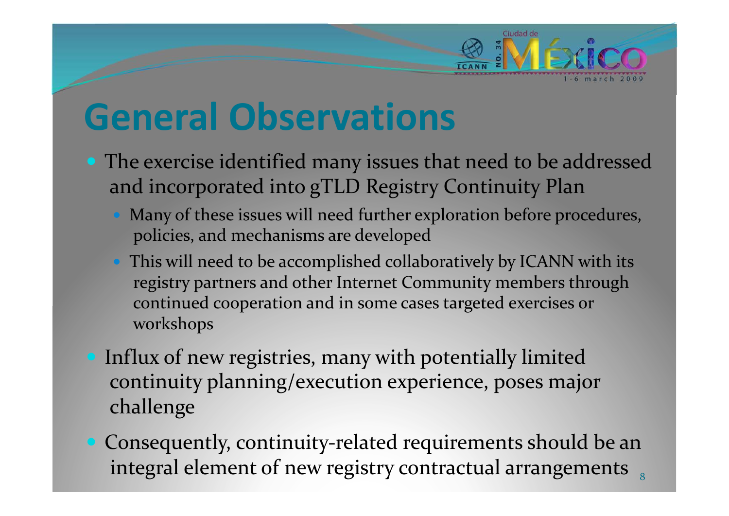# General Observations

- The exercise identified many issues that need to be addressed and incorporated into gTLD Registry Continuity Plan
  - Many of these issues will need further exploration before procedures, policies, and mechanisms are developed
  - This will need to be accomplished collaboratively by ICANN with its registry partners and other Internet Community members through continued cooperation and in some cases targeted exercises or workshops
- Influx of new registries, many with potentially limited continuity planning/execution experience, poses major challenge
- Consequently, continuity-related requirements should be an integral element of new registry contractual arrangements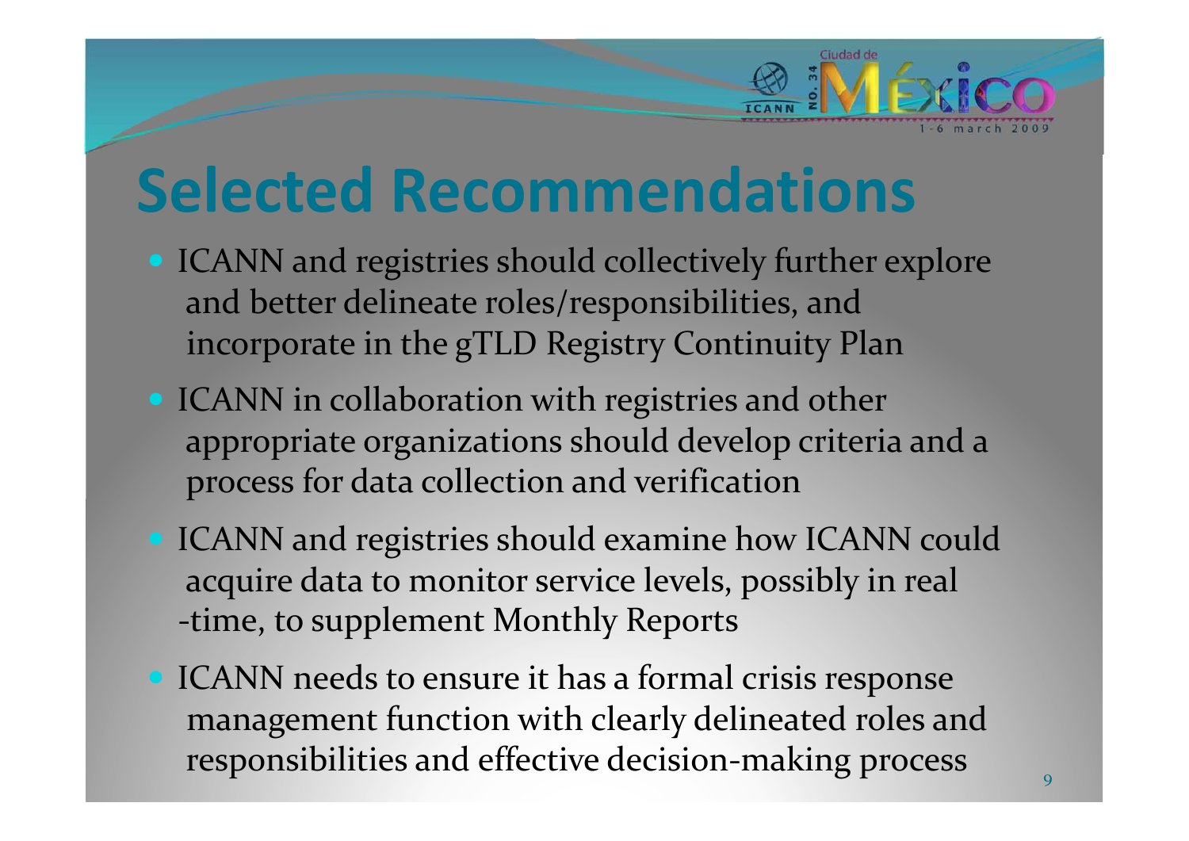# Selected Recommendations

- ICANN and registries should collectively further explore and better delineate roles/responsibilities, and incorporate in the gTLD Registry Continuity Plan
- ICANN in collaboration with registries and other appropriate organizations should develop criteria and a process for data collection and verification
- ICANN and registries should examine how ICANN could acquire data to monitor service levels, possibly in real-time, to supplement Monthly Reports
- ICANN needs to ensure it has a formal crisis response management function with clearly delineated roles and responsibilities and effective decision-making process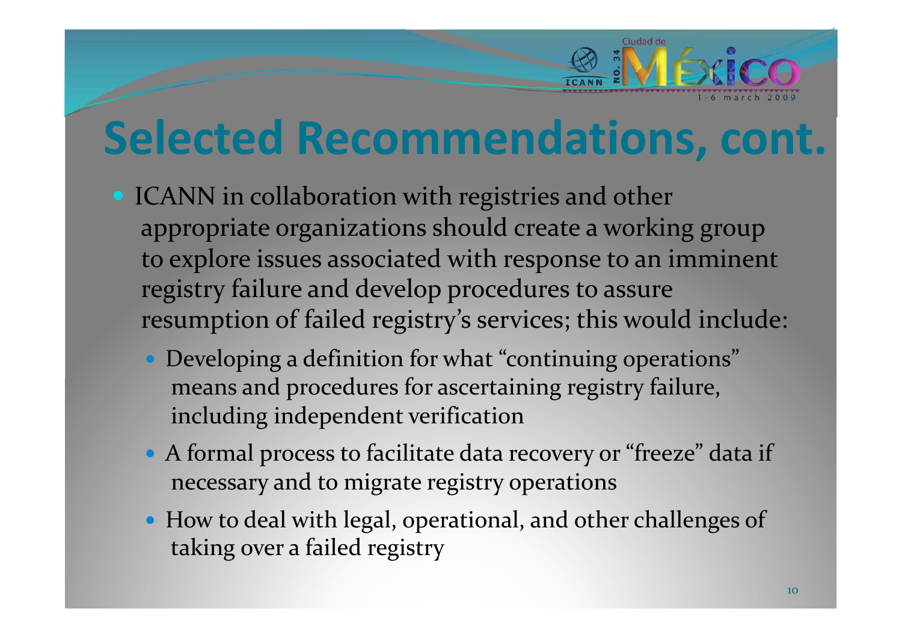# Selected Recommendations, cont.

- ICANN in collaboration with registries and other appropriate organizations should create a working group to explore issues associated with response to an imminent registry failure and develop procedures to assure resumption of failed registry's services; this would include:
  - Developing a definition for what "continuing operations" means and procedures for ascertaining registry failure, including independent verification
  - A formal process to facilitate data recovery or "freeze" data if necessary and to migrate registry operations
  - How to deal with legal, operational, and other challenges of taking over a failed registry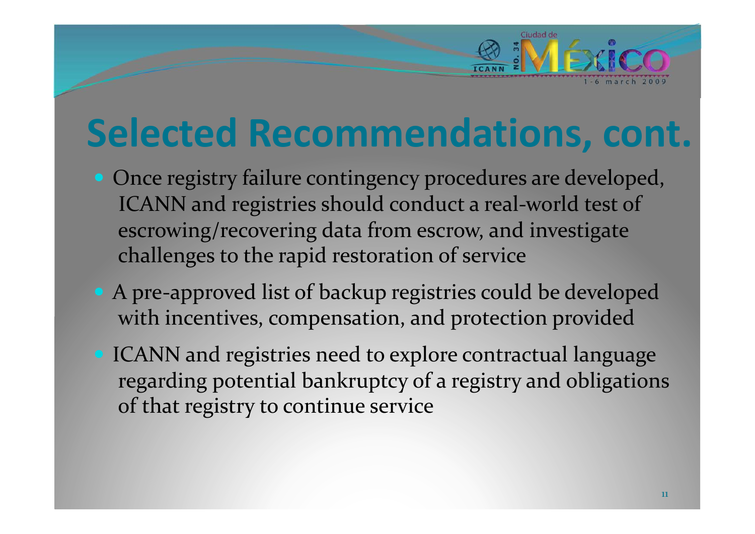# Selected Recommendations, cont.

- Once registry failure contingency procedures are developed, ICANN and registries should conduct a real-world test of escrowing/recovering data from escrow, and investigate challenges to the rapid restoration of service
- A pre-approved list of backup registries could be developed with incentives, compensation, and protection provided
- ICANN and registries need to explore contractual language regarding potential bankruptcy of a registry and obligations of that registry to continue service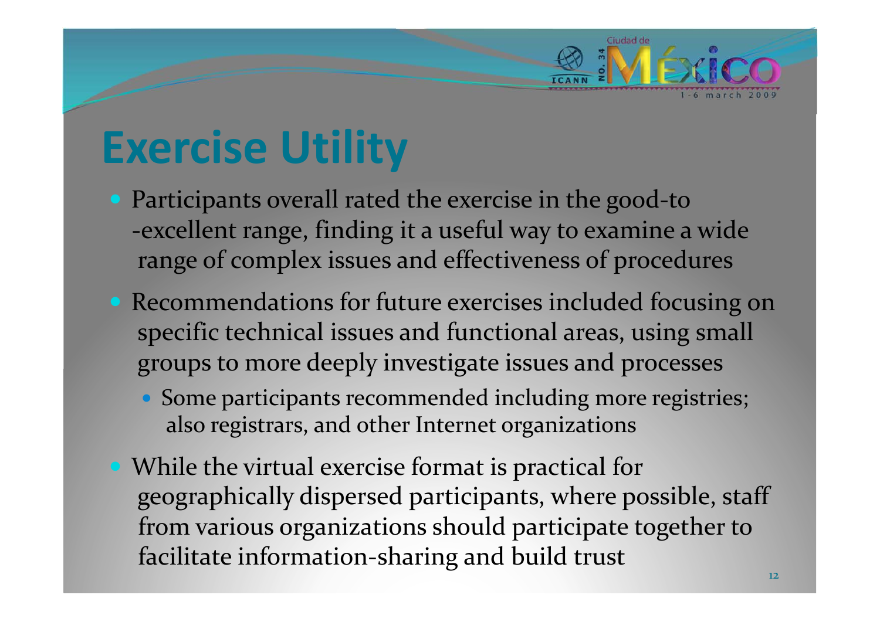# Exercise Utility

- Participants overall rated the exercise in the good-to -excellent range, finding it a useful way to examine a wide range of complex issues and effectiveness of procedures
- Recommendations for future exercises included focusing on specific technical issues and functional areas, using small groups to more deeply investigate issues and processes
  - Some participants recommended including more registries; also registrars, and other Internet organizations
- While the virtual exercise format is practical for geographically dispersed participants, where possible, staff from various organizations should participate together to facilitate information-sharing and build trust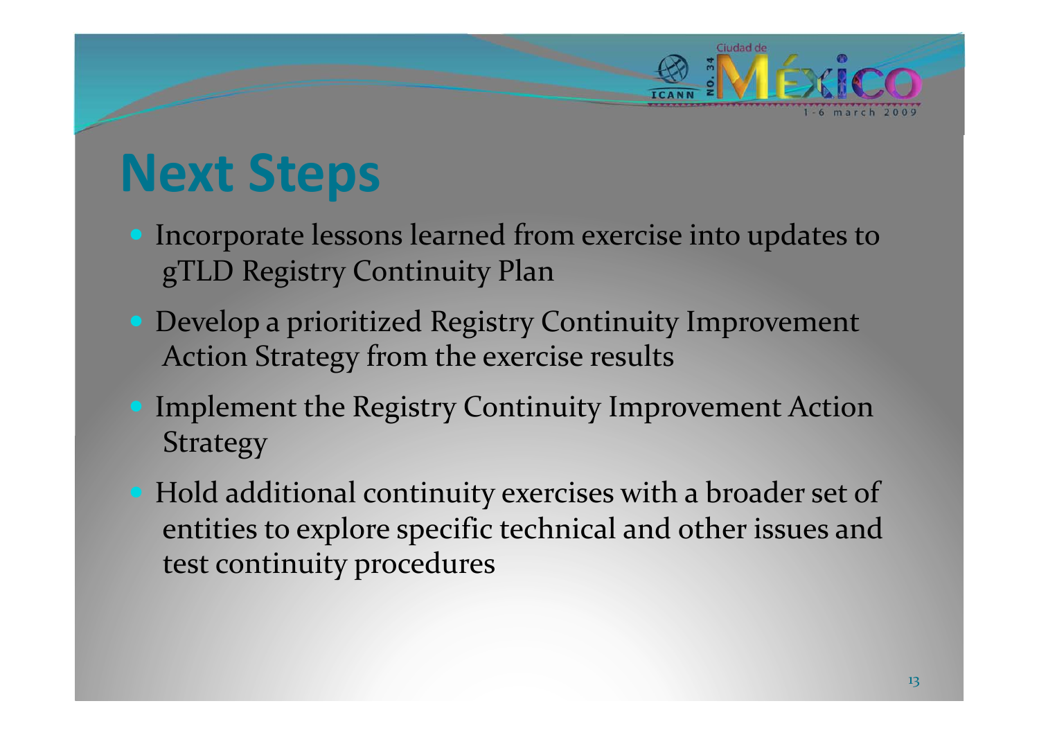# Next Steps

- Incorporate lessons learned from exercise into updates to gTLD Registry Continuity Plan
- Develop a prioritized Registry Continuity Improvement Action Strategy from the exercise results
- Implement the Registry Continuity Improvement Action Strategy
- Hold additional continuity exercises with a broader set of entities to explore specific technical and other issues and test continuity procedures